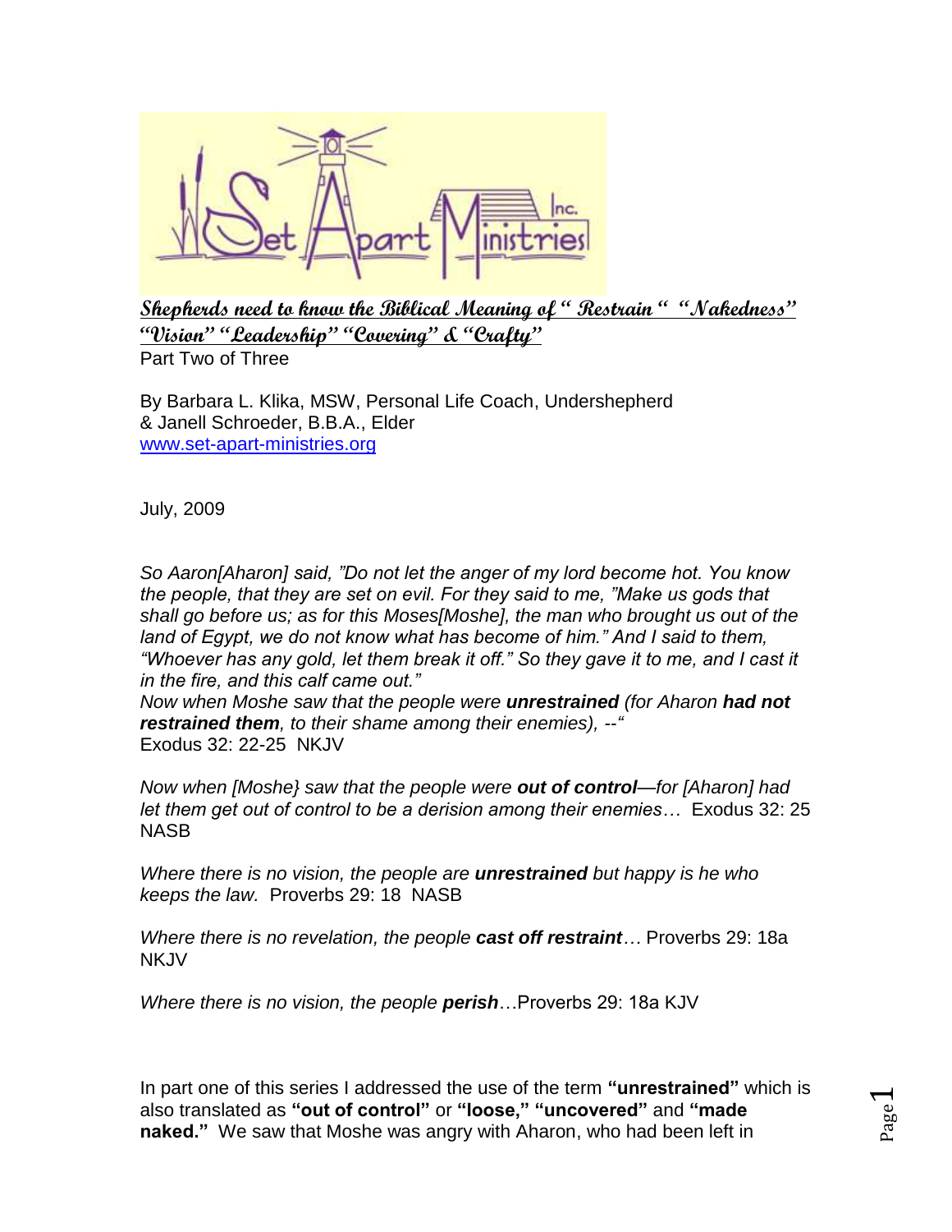**Shepherds need to know the Biblical Meaning of " Restrain " "Nakedness" "Vision" "Leadership" "Covering" & "Crafty"**

Part Two of Three

By Barbara L. Klika, MSW, Personal Life Coach, Undershepherd
& Janell Schroeder, B.B.A., Elder
www.set-apart-ministries.org

July, 2009

*So Aaron[Aharon] said, "Do not let the anger of my lord become hot. You know the people, that they are set on evil. For they said to me, "Make us gods that shall go before us; as for this Moses[Moshe], the man who brought us out of the land of Egypt, we do not know what has become of him." And I said to them, "Whoever has any gold, let them break it off." So they gave it to me, and I cast it in the fire, and this calf came out."*
*Now when Moshe saw that the people were* ***unrestrained*** *(for Aharon* ***had not restrained them****, to their shame among their enemies), --"*
Exodus 32: 22-25 NKJV

*Now when [Moshe} saw that the people were* ***out of control****—for [Aharon] had let them get out of control to be a derision among their enemies…* Exodus 32: 25 NASB

*Where there is no vision, the people are* ***unrestrained*** *but happy is he who keeps the law.* Proverbs 29: 18 NASB

*Where there is no revelation, the people* ***cast off restraint****…* Proverbs 29: 18a NKJV

*Where there is no vision, the people* ***perish****…*Proverbs 29: 18a KJV

In part one of this series I addressed the use of the term **"unrestrained"** which is also translated as **"out of control"** or **"loose," "uncovered"** and **"made naked."** We saw that Moshe was angry with Aharon, who had been left in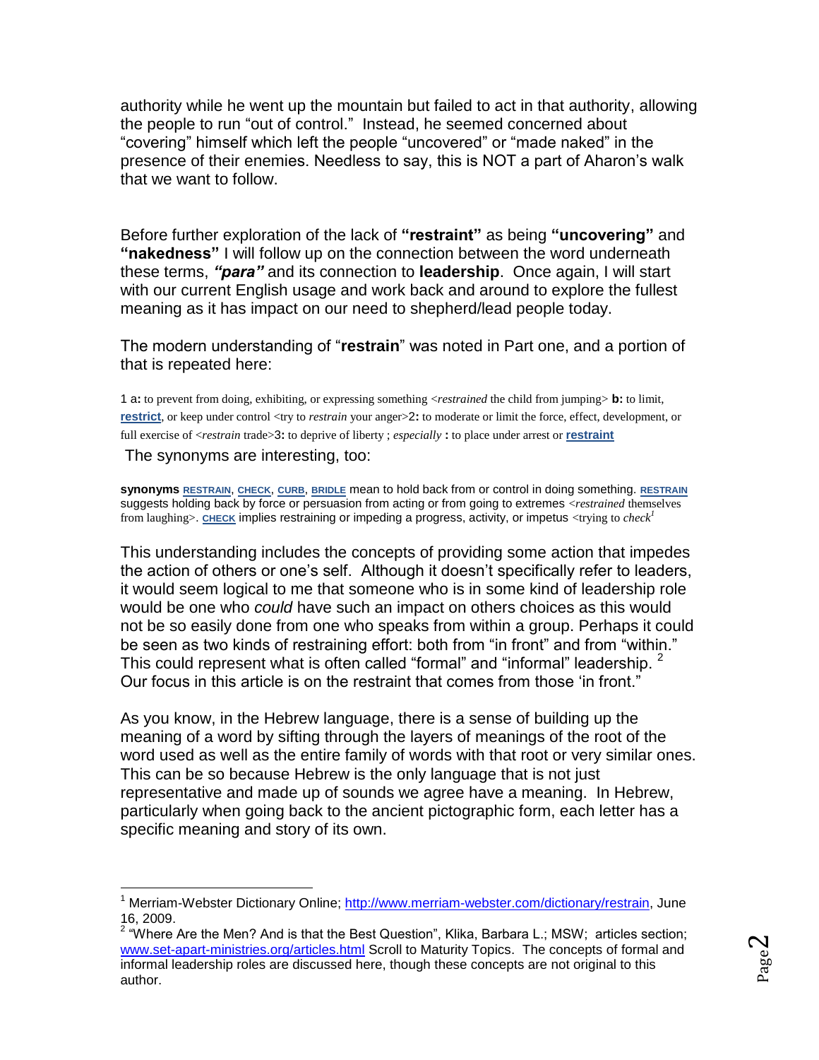authority while he went up the mountain but failed to act in that authority, allowing the people to run "out of control." Instead, he seemed concerned about "covering" himself which left the people "uncovered" or "made naked" in the presence of their enemies. Needless to say, this is NOT a part of Aharon's walk that we want to follow.

Before further exploration of the lack of **"restraint"** as being **"uncovering"** and **"nakedness"** I will follow up on the connection between the word underneath these terms, ***"para"*** and its connection to **leadership**. Once again, I will start with our current English usage and work back and around to explore the fullest meaning as it has impact on our need to shepherd/lead people today.

The modern understanding of "**restrain**" was noted in Part one, and a portion of that is repeated here:

1 a**:** to prevent from doing, exhibiting, or expressing something <*restrained* the child from jumping> **b:** to limit, **restrict**, or keep under control <try to *restrain* your anger>2**:** to moderate or limit the force, effect, development, or full exercise of <*restrain* trade>3**:** to deprive of liberty ; *especially* **:** to place under arrest or **restraint**

The synonyms are interesting, too:

**synonyms** **RESTRAIN**, **CHECK**, **CURB**, **BRIDLE** mean to hold back from or control in doing something. **RESTRAIN** suggests holding back by force or persuasion from acting or from going to extremes <*restrained* themselves from laughing>. **CHECK** implies restraining or impeding a progress, activity, or impetus <trying to *check*[1]

This understanding includes the concepts of providing some action that impedes the action of others or one's self. Although it doesn't specifically refer to leaders, it would seem logical to me that someone who is in some kind of leadership role would be one who *could* have such an impact on others choices as this would not be so easily done from one who speaks from within a group. Perhaps it could be seen as two kinds of restraining effort: both from "in front" and from "within." This could represent what is often called "formal" and "informal" leadership. [2] Our focus in this article is on the restraint that comes from those 'in front."

As you know, in the Hebrew language, there is a sense of building up the meaning of a word by sifting through the layers of meanings of the root of the word used as well as the entire family of words with that root or very similar ones. This can be so because Hebrew is the only language that is not just representative and made up of sounds we agree have a meaning. In Hebrew, particularly when going back to the ancient pictographic form, each letter has a specific meaning and story of its own.

---

[1] Merriam-Webster Dictionary Online; http://www.merriam-webster.com/dictionary/restrain, June 16, 2009.

[2] "Where Are the Men? And is that the Best Question", Klika, Barbara L.; MSW; articles section; www.set-apart-ministries.org/articles.html Scroll to Maturity Topics. The concepts of formal and informal leadership roles are discussed here, though these concepts are not original to this author.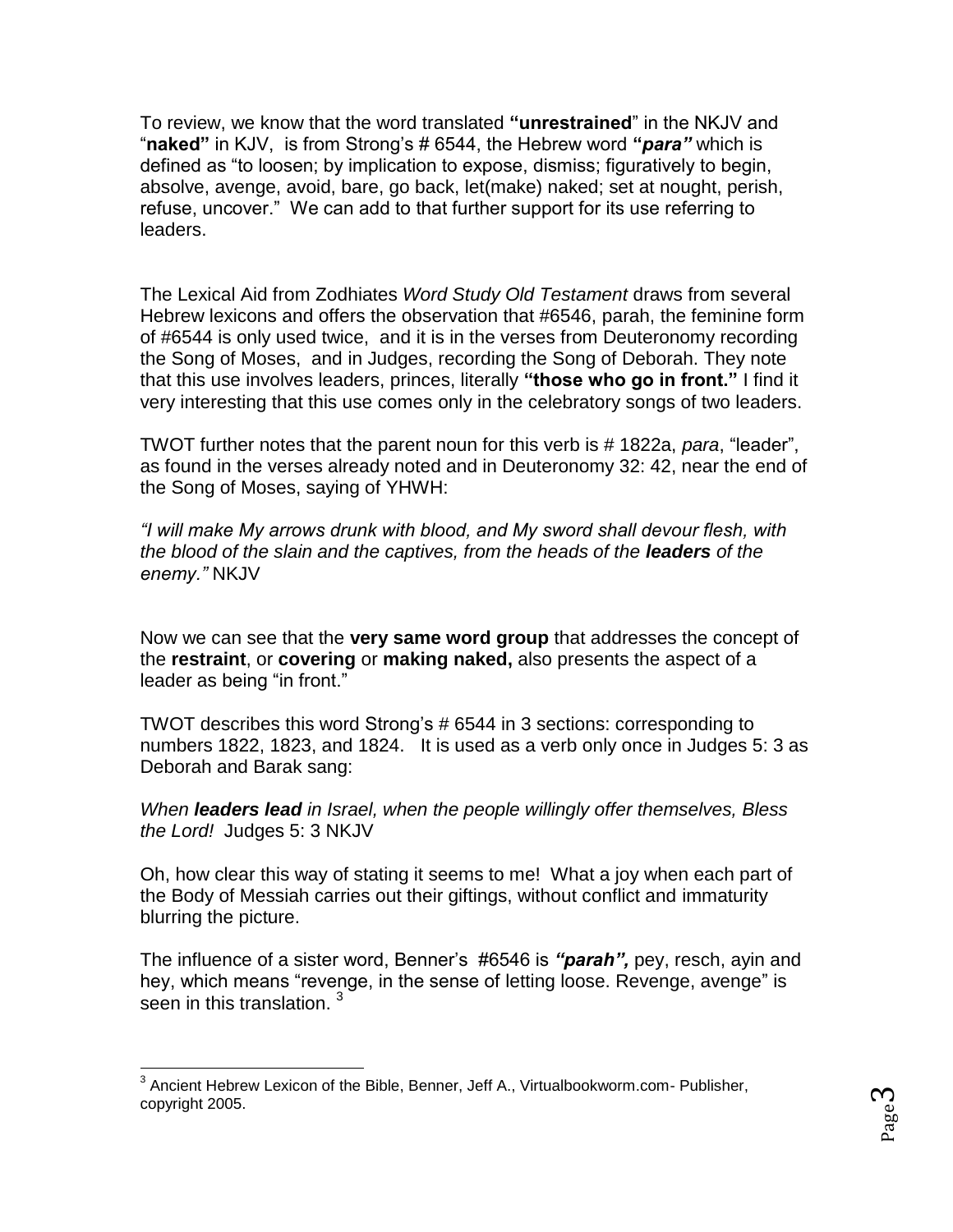To review, we know that the word translated **"unrestrained**" in the NKJV and "**naked"** in KJV, is from Strong's # 6544, the Hebrew word **"*para"*** which is defined as "to loosen; by implication to expose, dismiss; figuratively to begin, absolve, avenge, avoid, bare, go back, let(make) naked; set at nought, perish, refuse, uncover." We can add to that further support for its use referring to leaders.

The Lexical Aid from Zodhiates *Word Study Old Testament* draws from several Hebrew lexicons and offers the observation that #6546, parah, the feminine form of #6544 is only used twice, and it is in the verses from Deuteronomy recording the Song of Moses, and in Judges, recording the Song of Deborah. They note that this use involves leaders, princes, literally **"those who go in front."** I find it very interesting that this use comes only in the celebratory songs of two leaders.

TWOT further notes that the parent noun for this verb is # 1822a, *para*, "leader", as found in the verses already noted and in Deuteronomy 32: 42, near the end of the Song of Moses, saying of YHWH:

*"I will make My arrows drunk with blood, and My sword shall devour flesh, with the blood of the slain and the captives, from the heads of the **leaders** of the enemy."* NKJV

Now we can see that the **very same word group** that addresses the concept of the **restraint**, or **covering** or **making naked,** also presents the aspect of a leader as being "in front."

TWOT describes this word Strong's # 6544 in 3 sections: corresponding to numbers 1822, 1823, and 1824. It is used as a verb only once in Judges 5: 3 as Deborah and Barak sang:

*When **leaders lead** in Israel, when the people willingly offer themselves, Bless the Lord!* Judges 5: 3 NKJV

Oh, how clear this way of stating it seems to me! What a joy when each part of the Body of Messiah carries out their giftings, without conflict and immaturity blurring the picture.

The influence of a sister word, Benner's #6546 is ***"parah",*** pey, resch, ayin and hey, which means "revenge, in the sense of letting loose. Revenge, avenge" is seen in this translation. [3]

---

[3] Ancient Hebrew Lexicon of the Bible, Benner, Jeff A., Virtualbookworm.com- Publisher, copyright 2005.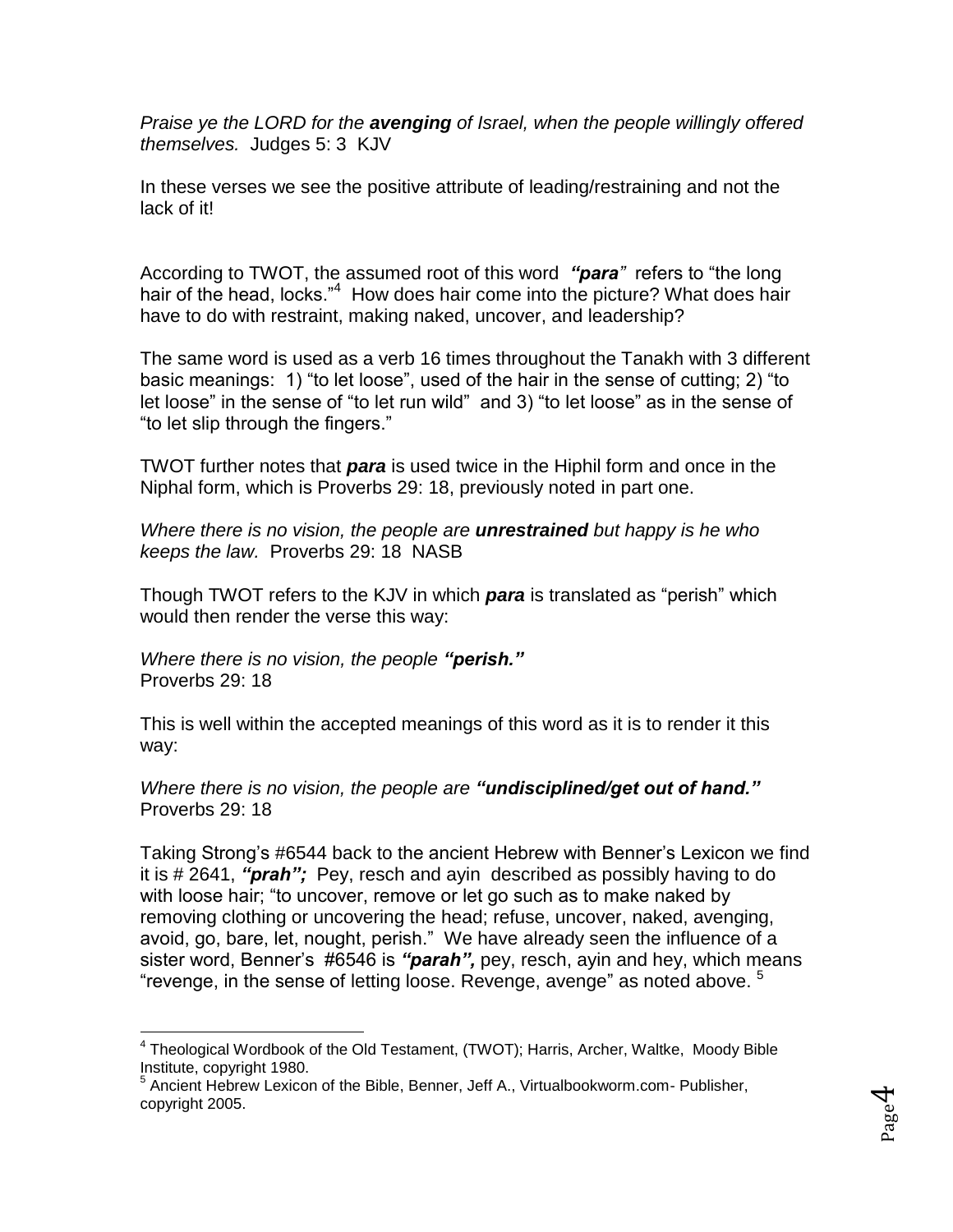*Praise ye the LORD for the **avenging** of Israel, when the people willingly offered themselves.* Judges 5: 3 KJV

In these verses we see the positive attribute of leading/restraining and not the lack of it!

According to TWOT, the assumed root of this word ***"para"*** refers to "the long hair of the head, locks."[4] How does hair come into the picture? What does hair have to do with restraint, making naked, uncover, and leadership?

The same word is used as a verb 16 times throughout the Tanakh with 3 different basic meanings: 1) "to let loose", used of the hair in the sense of cutting; 2) "to let loose" in the sense of "to let run wild" and 3) "to let loose" as in the sense of "to let slip through the fingers."

TWOT further notes that ***para*** is used twice in the Hiphil form and once in the Niphal form, which is Proverbs 29: 18, previously noted in part one.

*Where there is no vision, the people are **unrestrained** but happy is he who keeps the law.* Proverbs 29: 18 NASB

Though TWOT refers to the KJV in which ***para*** is translated as "perish" which would then render the verse this way:

*Where there is no vision, the people **"perish."***
Proverbs 29: 18

This is well within the accepted meanings of this word as it is to render it this way:

*Where there is no vision, the people are **"undisciplined/get out of hand."***
Proverbs 29: 18

Taking Strong's #6544 back to the ancient Hebrew with Benner's Lexicon we find it is # 2641, ***"prah";*** Pey, resch and ayin described as possibly having to do with loose hair; "to uncover, remove or let go such as to make naked by removing clothing or uncovering the head; refuse, uncover, naked, avenging, avoid, go, bare, let, nought, perish." We have already seen the influence of a sister word, Benner's #6546 is ***"parah",*** pey, resch, ayin and hey, which means "revenge, in the sense of letting loose. Revenge, avenge" as noted above. [5]

---

[4] Theological Wordbook of the Old Testament, (TWOT); Harris, Archer, Waltke, Moody Bible Institute, copyright 1980.

[5] Ancient Hebrew Lexicon of the Bible, Benner, Jeff A., Virtualbookworm.com- Publisher, copyright 2005.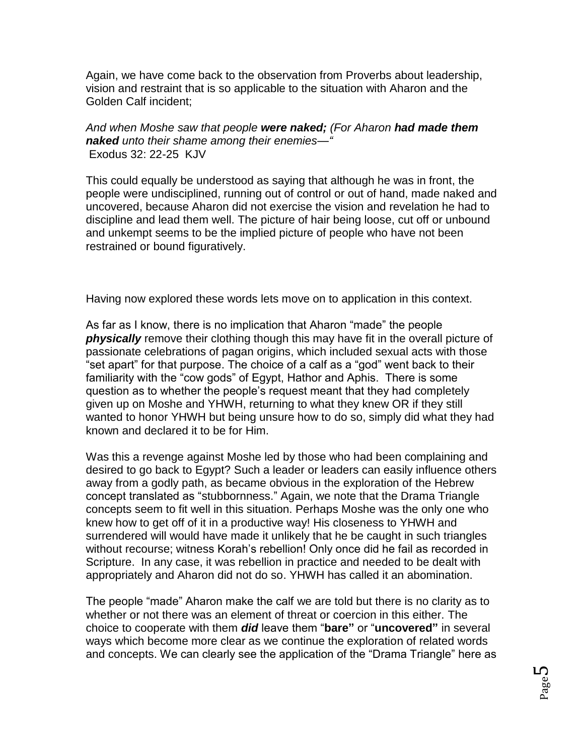Again, we have come back to the observation from Proverbs about leadership, vision and restraint that is so applicable to the situation with Aharon and the Golden Calf incident;

*And when Moshe saw that people **were naked;** (For Aharon **had made them naked** unto their shame among their enemies—"*
Exodus 32: 22-25 KJV

This could equally be understood as saying that although he was in front, the people were undisciplined, running out of control or out of hand, made naked and uncovered, because Aharon did not exercise the vision and revelation he had to discipline and lead them well. The picture of hair being loose, cut off or unbound and unkempt seems to be the implied picture of people who have not been restrained or bound figuratively.

Having now explored these words lets move on to application in this context.

As far as I know, there is no implication that Aharon "made" the people ***physically*** remove their clothing though this may have fit in the overall picture of passionate celebrations of pagan origins, which included sexual acts with those "set apart" for that purpose. The choice of a calf as a "god" went back to their familiarity with the "cow gods" of Egypt, Hathor and Aphis. There is some question as to whether the people's request meant that they had completely given up on Moshe and YHWH, returning to what they knew OR if they still wanted to honor YHWH but being unsure how to do so, simply did what they had known and declared it to be for Him.

Was this a revenge against Moshe led by those who had been complaining and desired to go back to Egypt? Such a leader or leaders can easily influence others away from a godly path, as became obvious in the exploration of the Hebrew concept translated as "stubbornness." Again, we note that the Drama Triangle concepts seem to fit well in this situation. Perhaps Moshe was the only one who knew how to get off of it in a productive way! His closeness to YHWH and surrendered will would have made it unlikely that he be caught in such triangles without recourse; witness Korah's rebellion! Only once did he fail as recorded in Scripture. In any case, it was rebellion in practice and needed to be dealt with appropriately and Aharon did not do so. YHWH has called it an abomination.

The people "made" Aharon make the calf we are told but there is no clarity as to whether or not there was an element of threat or coercion in this either. The choice to cooperate with them ***did*** leave them "**bare"** or "**uncovered"** in several ways which become more clear as we continue the exploration of related words and concepts. We can clearly see the application of the "Drama Triangle" here as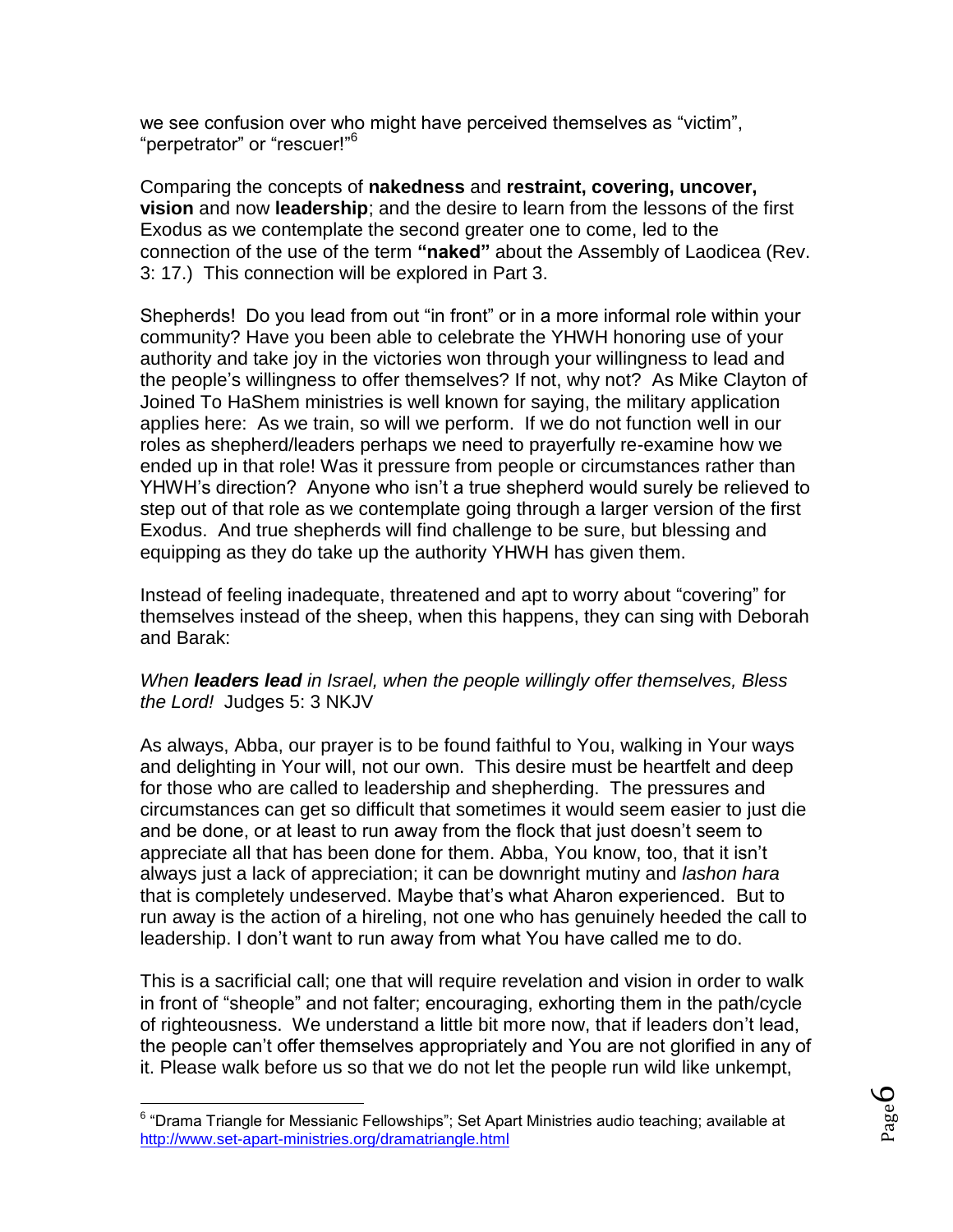we see confusion over who might have perceived themselves as "victim", "perpetrator" or "rescuer!"[6]

Comparing the concepts of **nakedness** and **restraint, covering, uncover, vision** and now **leadership**; and the desire to learn from the lessons of the first Exodus as we contemplate the second greater one to come, led to the connection of the use of the term **"naked"** about the Assembly of Laodicea (Rev. 3: 17.) This connection will be explored in Part 3.

Shepherds! Do you lead from out "in front" or in a more informal role within your community? Have you been able to celebrate the YHWH honoring use of your authority and take joy in the victories won through your willingness to lead and the people's willingness to offer themselves? If not, why not? As Mike Clayton of Joined To HaShem ministries is well known for saying, the military application applies here: As we train, so will we perform. If we do not function well in our roles as shepherd/leaders perhaps we need to prayerfully re-examine how we ended up in that role! Was it pressure from people or circumstances rather than YHWH's direction? Anyone who isn't a true shepherd would surely be relieved to step out of that role as we contemplate going through a larger version of the first Exodus. And true shepherds will find challenge to be sure, but blessing and equipping as they do take up the authority YHWH has given them.

Instead of feeling inadequate, threatened and apt to worry about "covering" for themselves instead of the sheep, when this happens, they can sing with Deborah and Barak:

*When **leaders lead** in Israel, when the people willingly offer themselves, Bless the Lord!* Judges 5: 3 NKJV

As always, Abba, our prayer is to be found faithful to You, walking in Your ways and delighting in Your will, not our own. This desire must be heartfelt and deep for those who are called to leadership and shepherding. The pressures and circumstances can get so difficult that sometimes it would seem easier to just die and be done, or at least to run away from the flock that just doesn't seem to appreciate all that has been done for them. Abba, You know, too, that it isn't always just a lack of appreciation; it can be downright mutiny and *lashon hara* that is completely undeserved. Maybe that's what Aharon experienced. But to run away is the action of a hireling, not one who has genuinely heeded the call to leadership. I don't want to run away from what You have called me to do.

This is a sacrificial call; one that will require revelation and vision in order to walk in front of "sheople" and not falter; encouraging, exhorting them in the path/cycle of righteousness. We understand a little bit more now, that if leaders don't lead, the people can't offer themselves appropriately and You are not glorified in any of it. Please walk before us so that we do not let the people run wild like unkempt,

---

[6] "Drama Triangle for Messianic Fellowships"; Set Apart Ministries audio teaching; available at http://www.set-apart-ministries.org/dramatriangle.html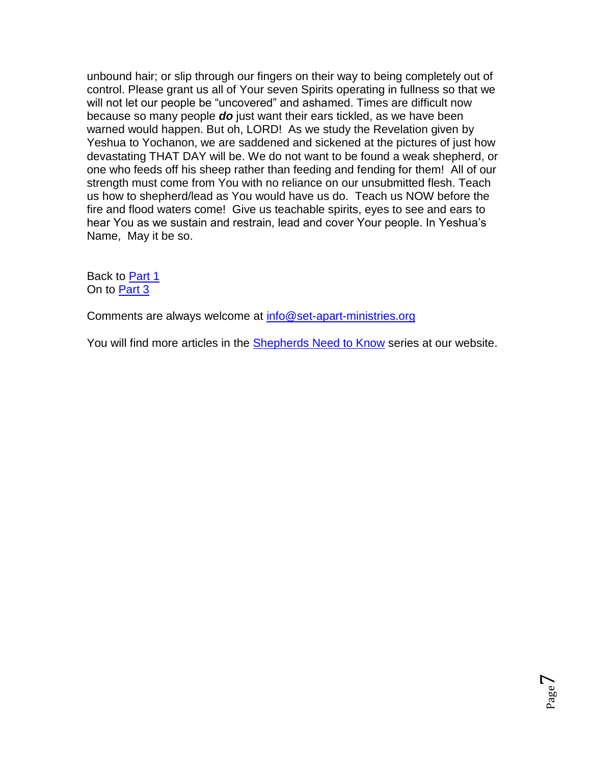unbound hair; or slip through our fingers on their way to being completely out of control. Please grant us all of Your seven Spirits operating in fullness so that we will not let our people be "uncovered" and ashamed. Times are difficult now because so many people ***do*** just want their ears tickled, as we have been warned would happen. But oh, LORD! As we study the Revelation given by Yeshua to Yochanon, we are saddened and sickened at the pictures of just how devastating THAT DAY will be. We do not want to be found a weak shepherd, or one who feeds off his sheep rather than feeding and fending for them! All of our strength must come from You with no reliance on our unsubmitted flesh. Teach us how to shepherd/lead as You would have us do. Teach us NOW before the fire and flood waters come! Give us teachable spirits, eyes to see and ears to hear You as we sustain and restrain, lead and cover Your people. In Yeshua's Name, May it be so.

Back to Part 1
On to Part 3

Comments are always welcome at info@set-apart-ministries.org

You will find more articles in the Shepherds Need to Know series at our website.